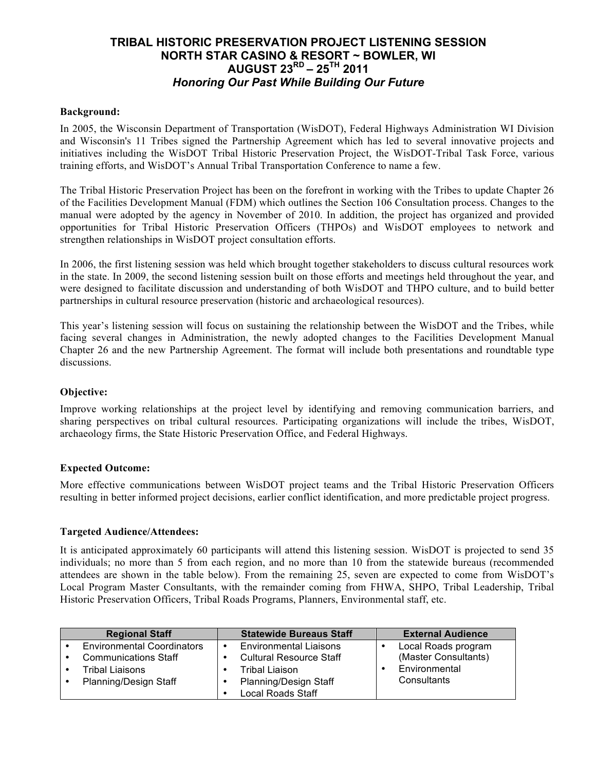# TRIBAL HISTORIC PRESERVATION PROJECT LISTENING SESSION
## NORTH STAR CASINO & RESORT ~ BOWLER, WI
## AUGUST 23RD – 25TH 2011
### *Honoring Our Past While Building Our Future*

**Background:**

In 2005, the Wisconsin Department of Transportation (WisDOT), Federal Highways Administration WI Division and Wisconsin's 11 Tribes signed the Partnership Agreement which has led to several innovative projects and initiatives including the WisDOT Tribal Historic Preservation Project, the WisDOT-Tribal Task Force, various training efforts, and WisDOT's Annual Tribal Transportation Conference to name a few.

The Tribal Historic Preservation Project has been on the forefront in working with the Tribes to update Chapter 26 of the Facilities Development Manual (FDM) which outlines the Section 106 Consultation process. Changes to the manual were adopted by the agency in November of 2010. In addition, the project has organized and provided opportunities for Tribal Historic Preservation Officers (THPOs) and WisDOT employees to network and strengthen relationships in WisDOT project consultation efforts.

In 2006, the first listening session was held which brought together stakeholders to discuss cultural resources work in the state. In 2009, the second listening session built on those efforts and meetings held throughout the year, and were designed to facilitate discussion and understanding of both WisDOT and THPO culture, and to build better partnerships in cultural resource preservation (historic and archaeological resources).

This year's listening session will focus on sustaining the relationship between the WisDOT and the Tribes, while facing several changes in Administration, the newly adopted changes to the Facilities Development Manual Chapter 26 and the new Partnership Agreement. The format will include both presentations and roundtable type discussions.

**Objective:**

Improve working relationships at the project level by identifying and removing communication barriers, and sharing perspectives on tribal cultural resources. Participating organizations will include the tribes, WisDOT, archaeology firms, the State Historic Preservation Office, and Federal Highways.

**Expected Outcome:**

More effective communications between WisDOT project teams and the Tribal Historic Preservation Officers resulting in better informed project decisions, earlier conflict identification, and more predictable project progress.

**Targeted Audience/Attendees:**

It is anticipated approximately 60 participants will attend this listening session. WisDOT is projected to send 35 individuals; no more than 5 from each region, and no more than 10 from the statewide bureaus (recommended attendees are shown in the table below). From the remaining 25, seven are expected to come from WisDOT's Local Program Master Consultants, with the remainder coming from FHWA, SHPO, Tribal Leadership, Tribal Historic Preservation Officers, Tribal Roads Programs, Planners, Environmental staff, etc.

| Regional Staff | Statewide Bureaus Staff | External Audience |
|---|---|---|
| • Environmental Coordinators<br>• Communications Staff<br>• Tribal Liaisons<br>• Planning/Design Staff | • Environmental Liaisons<br>• Cultural Resource Staff<br>• Tribal Liaison<br>• Planning/Design Staff<br>• Local Roads Staff | • Local Roads program (Master Consultants)<br>• Environmental Consultants |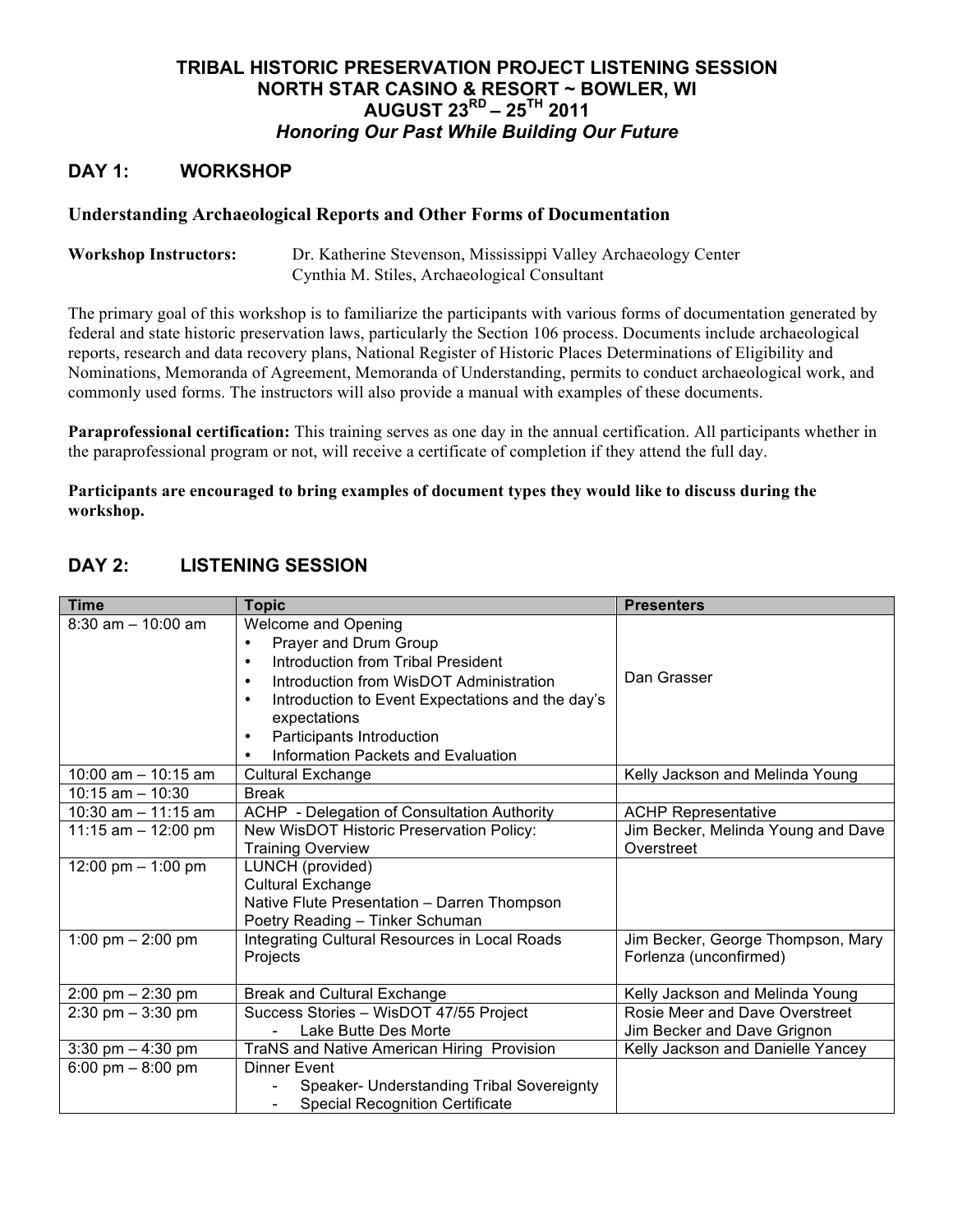# TRIBAL HISTORIC PRESERVATION PROJECT LISTENING SESSION
## NORTH STAR CASINO & RESORT ~ BOWLER, WI
## AUGUST 23RD – 25TH 2011
### *Honoring Our Past While Building Our Future*

## DAY 1: WORKSHOP

### Understanding Archaeological Reports and Other Forms of Documentation

**Workshop Instructors:** Dr. Katherine Stevenson, Mississippi Valley Archaeology Center
Cynthia M. Stiles, Archaeological Consultant

The primary goal of this workshop is to familiarize the participants with various forms of documentation generated by federal and state historic preservation laws, particularly the Section 106 process. Documents include archaeological reports, research and data recovery plans, National Register of Historic Places Determinations of Eligibility and Nominations, Memoranda of Agreement, Memoranda of Understanding, permits to conduct archaeological work, and commonly used forms. The instructors will also provide a manual with examples of these documents.

**Paraprofessional certification:** This training serves as one day in the annual certification. All participants whether in the paraprofessional program or not, will receive a certificate of completion if they attend the full day.

**Participants are encouraged to bring examples of document types they would like to discuss during the workshop.**

## DAY 2: LISTENING SESSION

| Time | Topic | Presenters |
|---|---|---|
| 8:30 am – 10:00 am | Welcome and Opening<br>• Prayer and Drum Group<br>• Introduction from Tribal President<br>• Introduction from WisDOT Administration<br>• Introduction to Event Expectations and the day's expectations<br>• Participants Introduction<br>• Information Packets and Evaluation | Dan Grasser |
| 10:00 am – 10:15 am | Cultural Exchange | Kelly Jackson and Melinda Young |
| 10:15 am – 10:30 | Break | |
| 10:30 am – 11:15 am | ACHP - Delegation of Consultation Authority | ACHP Representative |
| 11:15 am – 12:00 pm | New WisDOT Historic Preservation Policy: Training Overview | Jim Becker, Melinda Young and Dave Overstreet |
| 12:00 pm – 1:00 pm | LUNCH (provided)<br>Cultural Exchange<br>Native Flute Presentation – Darren Thompson<br>Poetry Reading – Tinker Schuman | |
| 1:00 pm – 2:00 pm | Integrating Cultural Resources in Local Roads Projects | Jim Becker, George Thompson, Mary Forlenza (unconfirmed) |
| 2:00 pm – 2:30 pm | Break and Cultural Exchange | Kelly Jackson and Melinda Young |
| 2:30 pm – 3:30 pm | Success Stories – WisDOT 47/55 Project<br>- Lake Butte Des Morte | Rosie Meer and Dave Overstreet<br>Jim Becker and Dave Grignon |
| 3:30 pm – 4:30 pm | TraNS and Native American Hiring Provision | Kelly Jackson and Danielle Yancey |
| 6:00 pm – 8:00 pm | Dinner Event<br>- Speaker- Understanding Tribal Sovereignty<br>- Special Recognition Certificate | |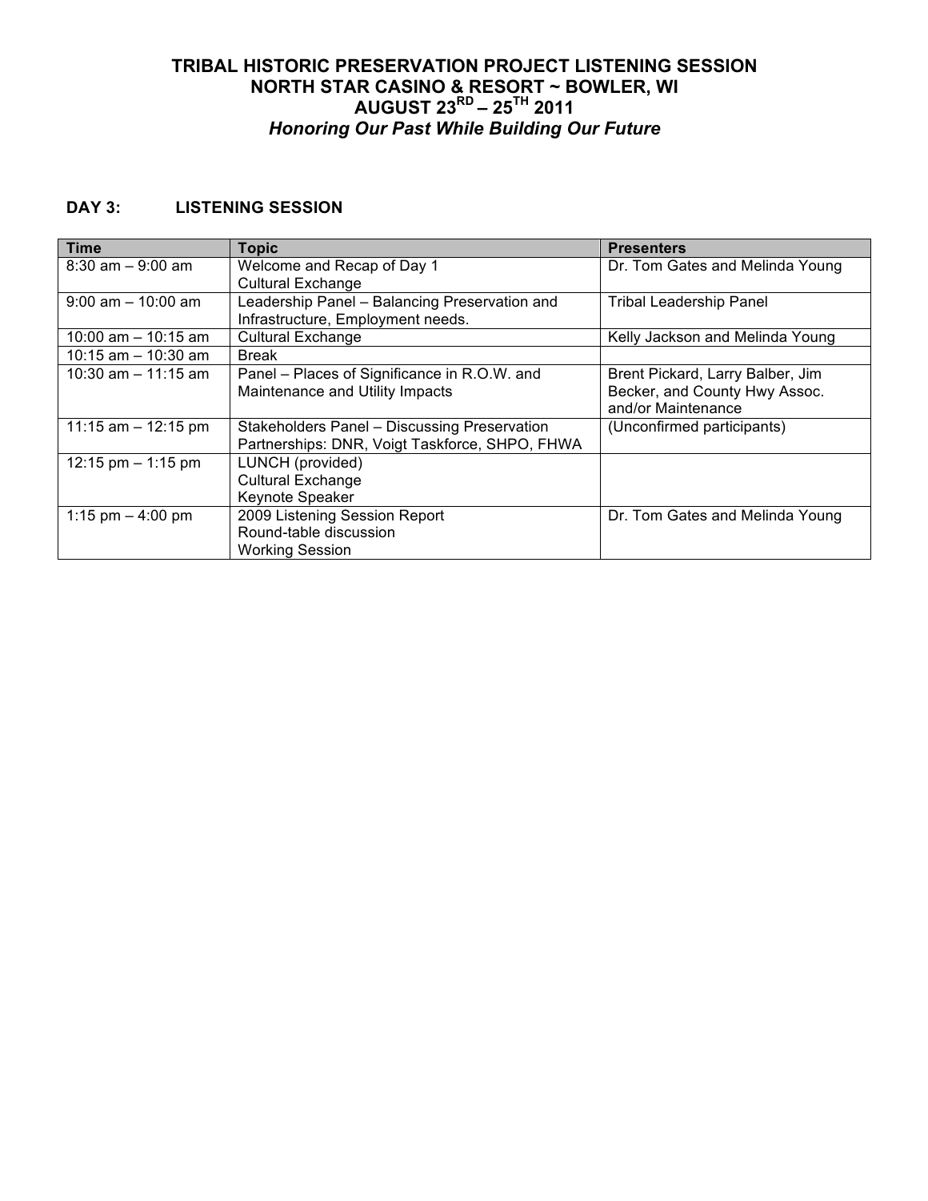**TRIBAL HISTORIC PRESERVATION PROJECT LISTENING SESSION**
**NORTH STAR CASINO & RESORT ~ BOWLER, WI**
**AUGUST 23RD – 25TH 2011**
***Honoring Our Past While Building Our Future***

## DAY 3: LISTENING SESSION

| Time | Topic | Presenters |
|---|---|---|
| 8:30 am – 9:00 am | Welcome and Recap of Day 1<br>Cultural Exchange | Dr. Tom Gates and Melinda Young |
| 9:00 am – 10:00 am | Leadership Panel – Balancing Preservation and Infrastructure, Employment needs. | Tribal Leadership Panel |
| 10:00 am – 10:15 am | Cultural Exchange | Kelly Jackson and Melinda Young |
| 10:15 am – 10:30 am | Break | |
| 10:30 am – 11:15 am | Panel – Places of Significance in R.O.W. and Maintenance and Utility Impacts | Brent Pickard, Larry Balber, Jim Becker, and County Hwy Assoc. and/or Maintenance |
| 11:15 am – 12:15 pm | Stakeholders Panel – Discussing Preservation Partnerships: DNR, Voigt Taskforce, SHPO, FHWA | (Unconfirmed participants) |
| 12:15 pm – 1:15 pm | LUNCH (provided)<br>Cultural Exchange<br>Keynote Speaker | |
| 1:15 pm – 4:00 pm | 2009 Listening Session Report<br>Round-table discussion<br>Working Session | Dr. Tom Gates and Melinda Young |